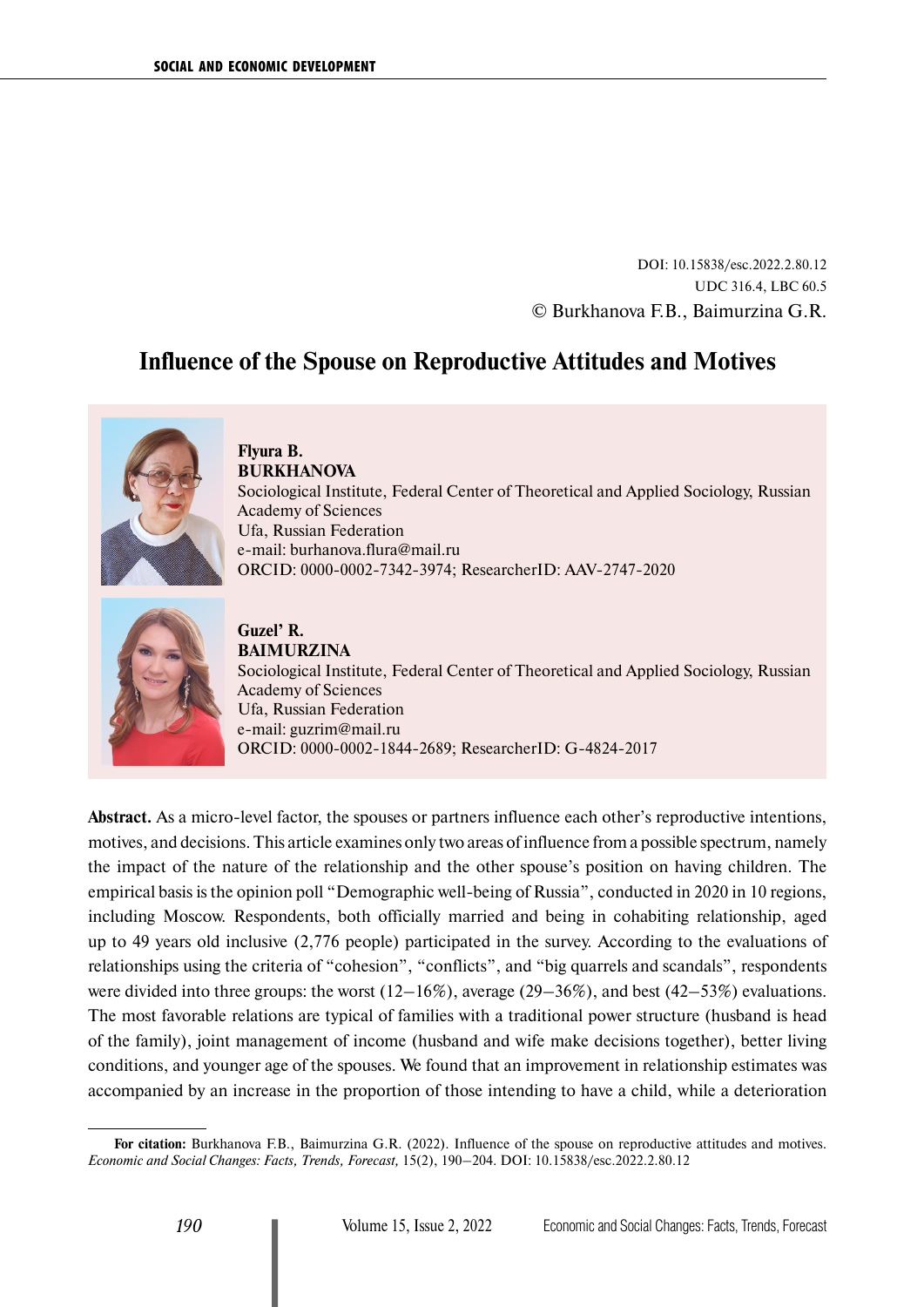DOI: 10.15838/esc.2022.2.80.12
UDC 316.4, LBC 60.5
© Burkhanova F.B., Baimurzina G.R.

# Influence of the Spouse on Reproductive Attitudes and Motives

**Flyura B. BURKHANOVA**
Sociological Institute, Federal Center of Theoretical and Applied Sociology, Russian Academy of Sciences
Ufa, Russian Federation
e-mail: burhanova.flura@mail.ru
ORCID: 0000-0002-7342-3974; ResearcherID: AAV-2747-2020

**Guzel' R. BAIMURZINA**
Sociological Institute, Federal Center of Theoretical and Applied Sociology, Russian Academy of Sciences
Ufa, Russian Federation
e-mail: guzrim@mail.ru
ORCID: 0000-0002-1844-2689; ResearcherID: G-4824-2017

**Abstract.** As a micro-level factor, the spouses or partners influence each other's reproductive intentions, motives, and decisions. This article examines only two areas of influence from a possible spectrum, namely the impact of the nature of the relationship and the other spouse's position on having children. The empirical basis is the opinion poll "Demographic well-being of Russia", conducted in 2020 in 10 regions, including Moscow. Respondents, both officially married and being in cohabiting relationship, aged up to 49 years old inclusive (2,776 people) participated in the survey. According to the evaluations of relationships using the criteria of "cohesion", "conflicts", and "big quarrels and scandals", respondents were divided into three groups: the worst (12–16%), average (29–36%), and best (42–53%) evaluations. The most favorable relations are typical of families with a traditional power structure (husband is head of the family), joint management of income (husband and wife make decisions together), better living conditions, and younger age of the spouses. We found that an improvement in relationship estimates was accompanied by an increase in the proportion of those intending to have a child, while a deterioration

---

**For citation:** Burkhanova F.B., Baimurzina G.R. (2022). Influence of the spouse on reproductive attitudes and motives. *Economic and Social Changes: Facts, Trends, Forecast,* 15(2), 190–204. DOI: 10.15838/esc.2022.2.80.12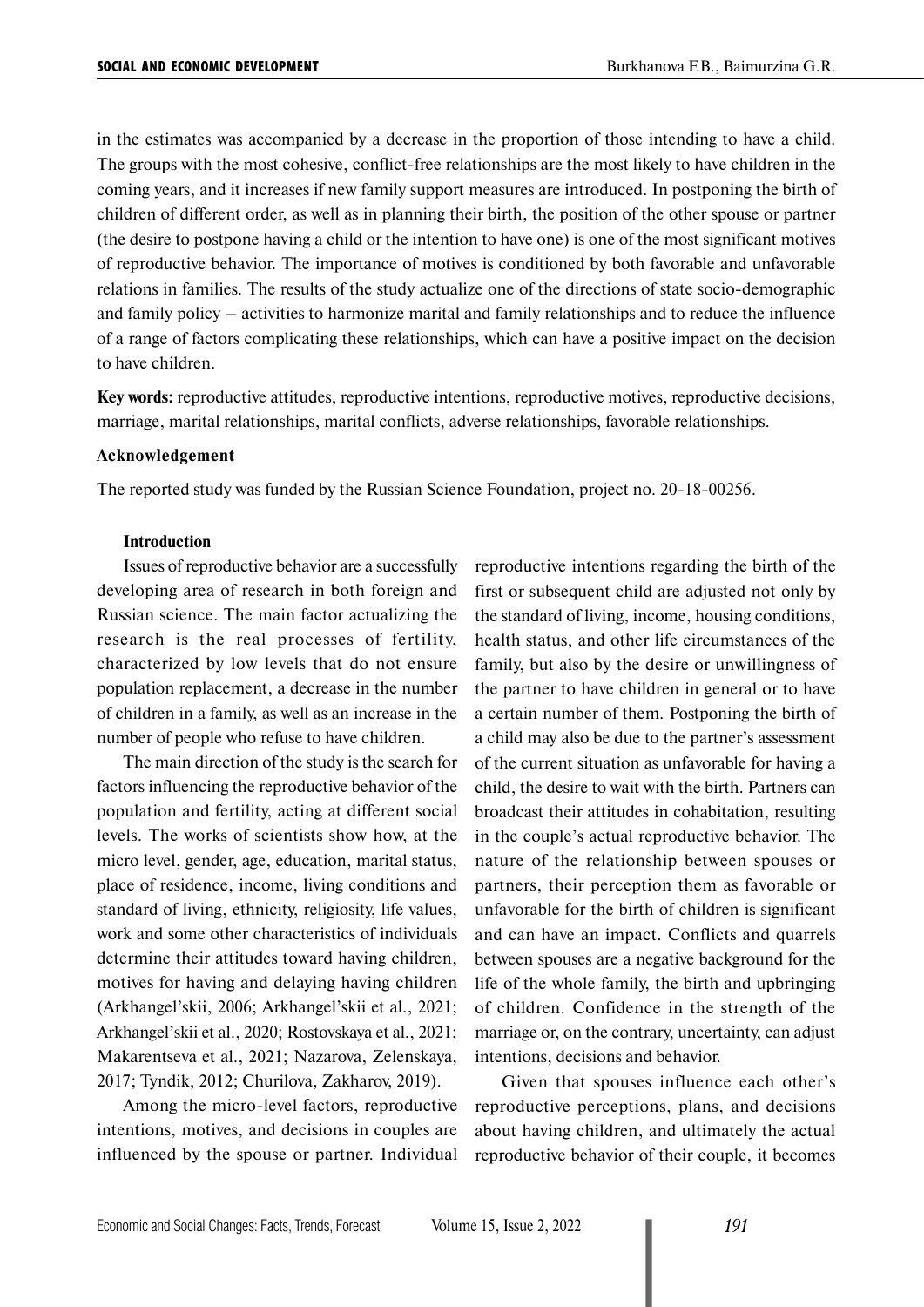in the estimates was accompanied by a decrease in the proportion of those intending to have a child. The groups with the most cohesive, conflict-free relationships are the most likely to have children in the coming years, and it increases if new family support measures are introduced. In postponing the birth of children of different order, as well as in planning their birth, the position of the other spouse or partner (the desire to postpone having a child or the intention to have one) is one of the most significant motives of reproductive behavior. The importance of motives is conditioned by both favorable and unfavorable relations in families. The results of the study actualize one of the directions of state socio-demographic and family policy – activities to harmonize marital and family relationships and to reduce the influence of a range of factors complicating these relationships, which can have a positive impact on the decision to have children.

**Key words:** reproductive attitudes, reproductive intentions, reproductive motives, reproductive decisions, marriage, marital relationships, marital conflicts, adverse relationships, favorable relationships.

**Acknowledgement**

The reported study was funded by the Russian Science Foundation, project no. 20-18-00256.

## Introduction

Issues of reproductive behavior are a successfully developing area of research in both foreign and Russian science. The main factor actualizing the research is the real processes of fertility, characterized by low levels that do not ensure population replacement, a decrease in the number of children in a family, as well as an increase in the number of people who refuse to have children.

The main direction of the study is the search for factors influencing the reproductive behavior of the population and fertility, acting at different social levels. The works of scientists show how, at the micro level, gender, age, education, marital status, place of residence, income, living conditions and standard of living, ethnicity, religiosity, life values, work and some other characteristics of individuals determine their attitudes toward having children, motives for having and delaying having children (Arkhangel'skii, 2006; Arkhangel'skii et al., 2021; Arkhangel'skii et al., 2020; Rostovskaya et al., 2021; Makarentseva et al., 2021; Nazarova, Zelenskaya, 2017; Tyndik, 2012; Churilova, Zakharov, 2019).

Among the micro-level factors, reproductive intentions, motives, and decisions in couples are influenced by the spouse or partner. Individual reproductive intentions regarding the birth of the first or subsequent child are adjusted not only by the standard of living, income, housing conditions, health status, and other life circumstances of the family, but also by the desire or unwillingness of the partner to have children in general or to have a certain number of them. Postponing the birth of a child may also be due to the partner's assessment of the current situation as unfavorable for having a child, the desire to wait with the birth. Partners can broadcast their attitudes in cohabitation, resulting in the couple's actual reproductive behavior. The nature of the relationship between spouses or partners, their perception them as favorable or unfavorable for the birth of children is significant and can have an impact. Conflicts and quarrels between spouses are a negative background for the life of the whole family, the birth and upbringing of children. Confidence in the strength of the marriage or, on the contrary, uncertainty, can adjust intentions, decisions and behavior.

Given that spouses influence each other's reproductive perceptions, plans, and decisions about having children, and ultimately the actual reproductive behavior of their couple, it becomes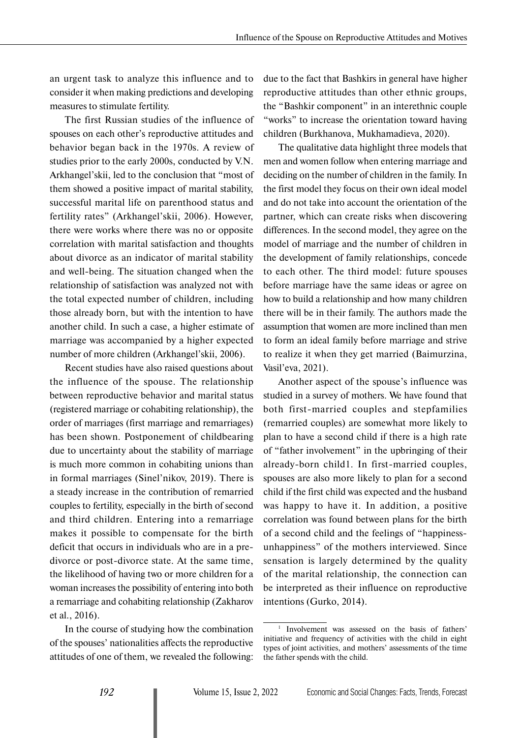an urgent task to analyze this influence and to consider it when making predictions and developing measures to stimulate fertility.

The first Russian studies of the influence of spouses on each other's reproductive attitudes and behavior began back in the 1970s. A review of studies prior to the early 2000s, conducted by V.N. Arkhangel'skii, led to the conclusion that "most of them showed a positive impact of marital stability, successful marital life on parenthood status and fertility rates" (Arkhangel'skii, 2006). However, there were works where there was no or opposite correlation with marital satisfaction and thoughts about divorce as an indicator of marital stability and well-being. The situation changed when the relationship of satisfaction was analyzed not with the total expected number of children, including those already born, but with the intention to have another child. In such a case, a higher estimate of marriage was accompanied by a higher expected number of more children (Arkhangel'skii, 2006).

Recent studies have also raised questions about the influence of the spouse. The relationship between reproductive behavior and marital status (registered marriage or cohabiting relationship), the order of marriages (first marriage and remarriages) has been shown. Postponement of childbearing due to uncertainty about the stability of marriage is much more common in cohabiting unions than in formal marriages (Sinel'nikov, 2019). There is a steady increase in the contribution of remarried couples to fertility, especially in the birth of second and third children. Entering into a remarriage makes it possible to compensate for the birth deficit that occurs in individuals who are in a pre-divorce or post-divorce state. At the same time, the likelihood of having two or more children for a woman increases the possibility of entering into both a remarriage and cohabiting relationship (Zakharov et al., 2016).

In the course of studying how the combination of the spouses' nationalities affects the reproductive attitudes of one of them, we revealed the following: due to the fact that Bashkirs in general have higher reproductive attitudes than other ethnic groups, the "Bashkir component" in an interethnic couple "works" to increase the orientation toward having children (Burkhanova, Mukhamadieva, 2020).

The qualitative data highlight three models that men and women follow when entering marriage and deciding on the number of children in the family. In the first model they focus on their own ideal model and do not take into account the orientation of the partner, which can create risks when discovering differences. In the second model, they agree on the model of marriage and the number of children in the development of family relationships, concede to each other. The third model: future spouses before marriage have the same ideas or agree on how to build a relationship and how many children there will be in their family. The authors made the assumption that women are more inclined than men to form an ideal family before marriage and strive to realize it when they get married (Baimurzina, Vasil'eva, 2021).

Another aspect of the spouse's influence was studied in a survey of mothers. We have found that both first-married couples and stepfamilies (remarried couples) are somewhat more likely to plan to have a second child if there is a high rate of "father involvement" in the upbringing of their already-born child[1]. In first-married couples, spouses are also more likely to plan for a second child if the first child was expected and the husband was happy to have it. In addition, a positive correlation was found between plans for the birth of a second child and the feelings of "happiness-unhappiness" of the mothers interviewed. Since sensation is largely determined by the quality of the marital relationship, the connection can be interpreted as their influence on reproductive intentions (Gurko, 2014).

---

[1] Involvement was assessed on the basis of fathers' initiative and frequency of activities with the child in eight types of joint activities, and mothers' assessments of the time the father spends with the child.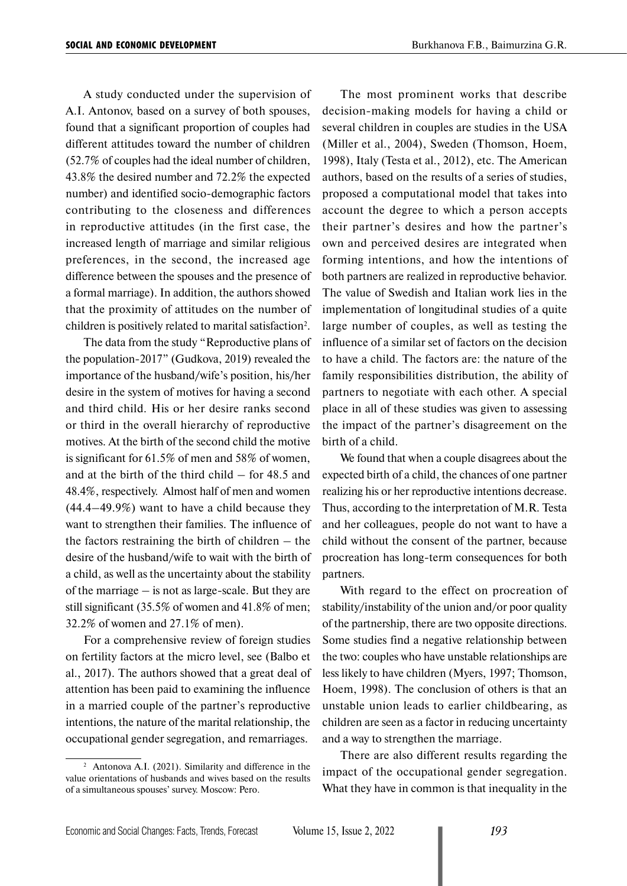A study conducted under the supervision of A.I. Antonov, based on a survey of both spouses, found that a significant proportion of couples had different attitudes toward the number of children (52.7% of couples had the ideal number of children, 43.8% the desired number and 72.2% the expected number) and identified socio-demographic factors contributing to the closeness and differences in reproductive attitudes (in the first case, the increased length of marriage and similar religious preferences, in the second, the increased age difference between the spouses and the presence of a formal marriage). In addition, the authors showed that the proximity of attitudes on the number of children is positively related to marital satisfaction[2].

The data from the study "Reproductive plans of the population-2017" (Gudkova, 2019) revealed the importance of the husband/wife's position, his/her desire in the system of motives for having a second and third child. His or her desire ranks second or third in the overall hierarchy of reproductive motives. At the birth of the second child the motive is significant for 61.5% of men and 58% of women, and at the birth of the third child – for 48.5 and 48.4%, respectively. Almost half of men and women (44.4–49.9%) want to have a child because they want to strengthen their families. The influence of the factors restraining the birth of children – the desire of the husband/wife to wait with the birth of a child, as well as the uncertainty about the stability of the marriage – is not as large-scale. But they are still significant (35.5% of women and 41.8% of men; 32.2% of women and 27.1% of men).

For a comprehensive review of foreign studies on fertility factors at the micro level, see (Balbo et al., 2017). The authors showed that a great deal of attention has been paid to examining the influence in a married couple of the partner's reproductive intentions, the nature of the marital relationship, the occupational gender segregation, and remarriages.

The most prominent works that describe decision-making models for having a child or several children in couples are studies in the USA (Miller et al., 2004), Sweden (Thomson, Hoem, 1998), Italy (Testa et al., 2012), etc. The American authors, based on the results of a series of studies, proposed a computational model that takes into account the degree to which a person accepts their partner's desires and how the partner's own and perceived desires are integrated when forming intentions, and how the intentions of both partners are realized in reproductive behavior. The value of Swedish and Italian work lies in the implementation of longitudinal studies of a quite large number of couples, as well as testing the influence of a similar set of factors on the decision to have a child. The factors are: the nature of the family responsibilities distribution, the ability of partners to negotiate with each other. A special place in all of these studies was given to assessing the impact of the partner's disagreement on the birth of a child.

We found that when a couple disagrees about the expected birth of a child, the chances of one partner realizing his or her reproductive intentions decrease. Thus, according to the interpretation of M.R. Testa and her colleagues, people do not want to have a child without the consent of the partner, because procreation has long-term consequences for both partners.

With regard to the effect on procreation of stability/instability of the union and/or poor quality of the partnership, there are two opposite directions. Some studies find a negative relationship between the two: couples who have unstable relationships are less likely to have children (Myers, 1997; Thomson, Hoem, 1998). The conclusion of others is that an unstable union leads to earlier childbearing, as children are seen as a factor in reducing uncertainty and a way to strengthen the marriage.

There are also different results regarding the impact of the occupational gender segregation. What they have in common is that inequality in the

---

[2] Antonova A.I. (2021). Similarity and difference in the value orientations of husbands and wives based on the results of a simultaneous spouses' survey. Moscow: Pero.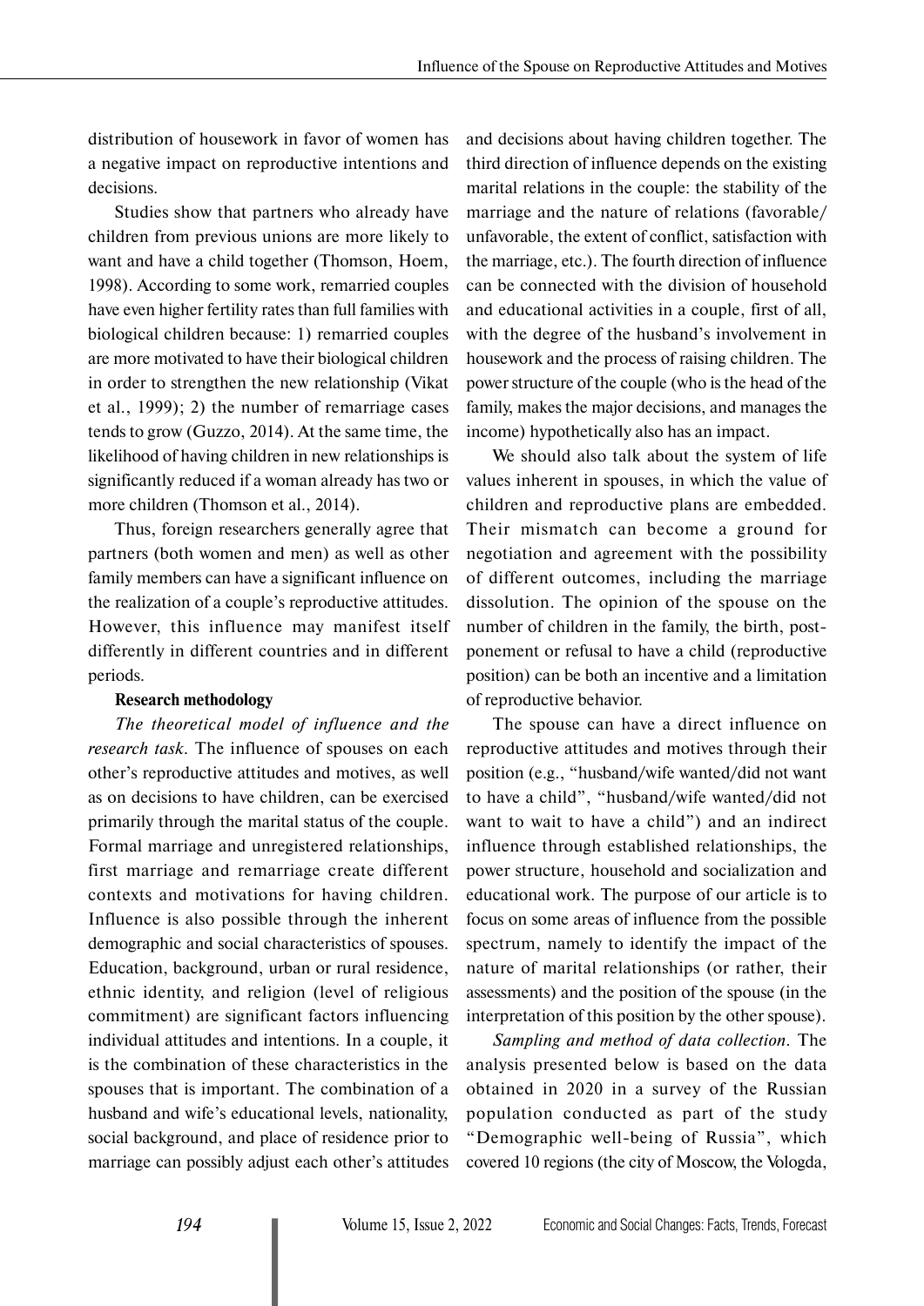distribution of housework in favor of women has a negative impact on reproductive intentions and decisions.

Studies show that partners who already have children from previous unions are more likely to want and have a child together (Thomson, Hoem, 1998). According to some work, remarried couples have even higher fertility rates than full families with biological children because: 1) remarried couples are more motivated to have their biological children in order to strengthen the new relationship (Vikat et al., 1999); 2) the number of remarriage cases tends to grow (Guzzo, 2014). At the same time, the likelihood of having children in new relationships is significantly reduced if a woman already has two or more children (Thomson et al., 2014).

Thus, foreign researchers generally agree that partners (both women and men) as well as other family members can have a significant influence on the realization of a couple's reproductive attitudes. However, this influence may manifest itself differently in different countries and in different periods.

**Research methodology**

*The theoretical model of influence and the research task.* The influence of spouses on each other's reproductive attitudes and motives, as well as on decisions to have children, can be exercised primarily through the marital status of the couple. Formal marriage and unregistered relationships, first marriage and remarriage create different contexts and motivations for having children. Influence is also possible through the inherent demographic and social characteristics of spouses. Education, background, urban or rural residence, ethnic identity, and religion (level of religious commitment) are significant factors influencing individual attitudes and intentions. In a couple, it is the combination of these characteristics in the spouses that is important. The combination of a husband and wife's educational levels, nationality, social background, and place of residence prior to marriage can possibly adjust each other's attitudes and decisions about having children together. The third direction of influence depends on the existing marital relations in the couple: the stability of the marriage and the nature of relations (favorable/unfavorable, the extent of conflict, satisfaction with the marriage, etc.). The fourth direction of influence can be connected with the division of household and educational activities in a couple, first of all, with the degree of the husband's involvement in housework and the process of raising children. The power structure of the couple (who is the head of the family, makes the major decisions, and manages the income) hypothetically also has an impact.

We should also talk about the system of life values inherent in spouses, in which the value of children and reproductive plans are embedded. Their mismatch can become a ground for negotiation and agreement with the possibility of different outcomes, including the marriage dissolution. The opinion of the spouse on the number of children in the family, the birth, postponement or refusal to have a child (reproductive position) can be both an incentive and a limitation of reproductive behavior.

The spouse can have a direct influence on reproductive attitudes and motives through their position (e.g., "husband/wife wanted/did not want to have a child", "husband/wife wanted/did not want to wait to have a child") and an indirect influence through established relationships, the power structure, household and socialization and educational work. The purpose of our article is to focus on some areas of influence from the possible spectrum, namely to identify the impact of the nature of marital relationships (or rather, their assessments) and the position of the spouse (in the interpretation of this position by the other spouse).

*Sampling and method of data collection.* The analysis presented below is based on the data obtained in 2020 in a survey of the Russian population conducted as part of the study "Demographic well-being of Russia", which covered 10 regions (the city of Moscow, the Vologda,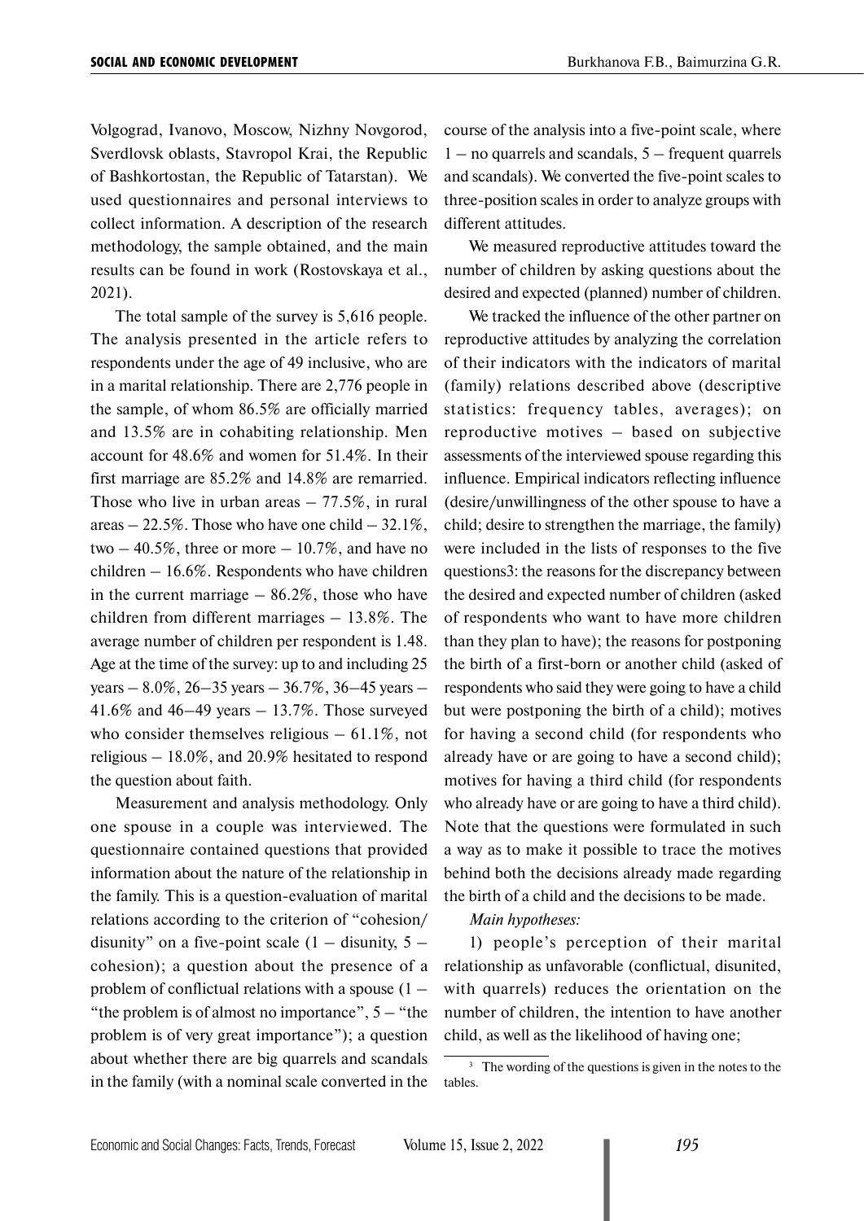Volgograd, Ivanovo, Moscow, Nizhny Novgorod, Sverdlovsk oblasts, Stavropol Krai, the Republic of Bashkortostan, the Republic of Tatarstan). We used questionnaires and personal interviews to collect information. A description of the research methodology, the sample obtained, and the main results can be found in work (Rostovskaya et al., 2021).

The total sample of the survey is 5,616 people. The analysis presented in the article refers to respondents under the age of 49 inclusive, who are in a marital relationship. There are 2,776 people in the sample, of whom 86.5% are officially married and 13.5% are in cohabiting relationship. Men account for 48.6% and women for 51.4%. In their first marriage are 85.2% and 14.8% are remarried. Those who live in urban areas – 77.5%, in rural areas – 22.5%. Those who have one child – 32.1%, two – 40.5%, three or more – 10.7%, and have no children – 16.6%. Respondents who have children in the current marriage – 86.2%, those who have children from different marriages – 13.8%. The average number of children per respondent is 1.48. Age at the time of the survey: up to and including 25 years – 8.0%, 26–35 years – 36.7%, 36–45 years – 41.6% and 46–49 years – 13.7%. Those surveyed who consider themselves religious – 61.1%, not religious – 18.0%, and 20.9% hesitated to respond the question about faith.

Measurement and analysis methodology. Only one spouse in a couple was interviewed. The questionnaire contained questions that provided information about the nature of the relationship in the family. This is a question-evaluation of marital relations according to the criterion of "cohesion/disunity" on a five-point scale (1 – disunity, 5 – cohesion); a question about the presence of a problem of conflictual relations with a spouse (1 – "the problem is of almost no importance", 5 – "the problem is of very great importance"); a question about whether there are big quarrels and scandals in the family (with a nominal scale converted in the course of the analysis into a five-point scale, where 1 – no quarrels and scandals, 5 – frequent quarrels and scandals). We converted the five-point scales to three-position scales in order to analyze groups with different attitudes.

We measured reproductive attitudes toward the number of children by asking questions about the desired and expected (planned) number of children.

We tracked the influence of the other partner on reproductive attitudes by analyzing the correlation of their indicators with the indicators of marital (family) relations described above (descriptive statistics: frequency tables, averages); on reproductive motives – based on subjective assessments of the interviewed spouse regarding this influence. Empirical indicators reflecting influence (desire/unwillingness of the other spouse to have a child; desire to strengthen the marriage, the family) were included in the lists of responses to the five questions[3]: the reasons for the discrepancy between the desired and expected number of children (asked of respondents who want to have more children than they plan to have); the reasons for postponing the birth of a first-born or another child (asked of respondents who said they were going to have a child but were postponing the birth of a child); motives for having a second child (for respondents who already have or are going to have a second child); motives for having a third child (for respondents who already have or are going to have a third child). Note that the questions were formulated in such a way as to make it possible to trace the motives behind both the decisions already made regarding the birth of a child and the decisions to be made.

*Main hypotheses:*

1) people's perception of their marital relationship as unfavorable (conflictual, disunited, with quarrels) reduces the orientation on the number of children, the intention to have another child, as well as the likelihood of having one;

[3] The wording of the questions is given in the notes to the tables.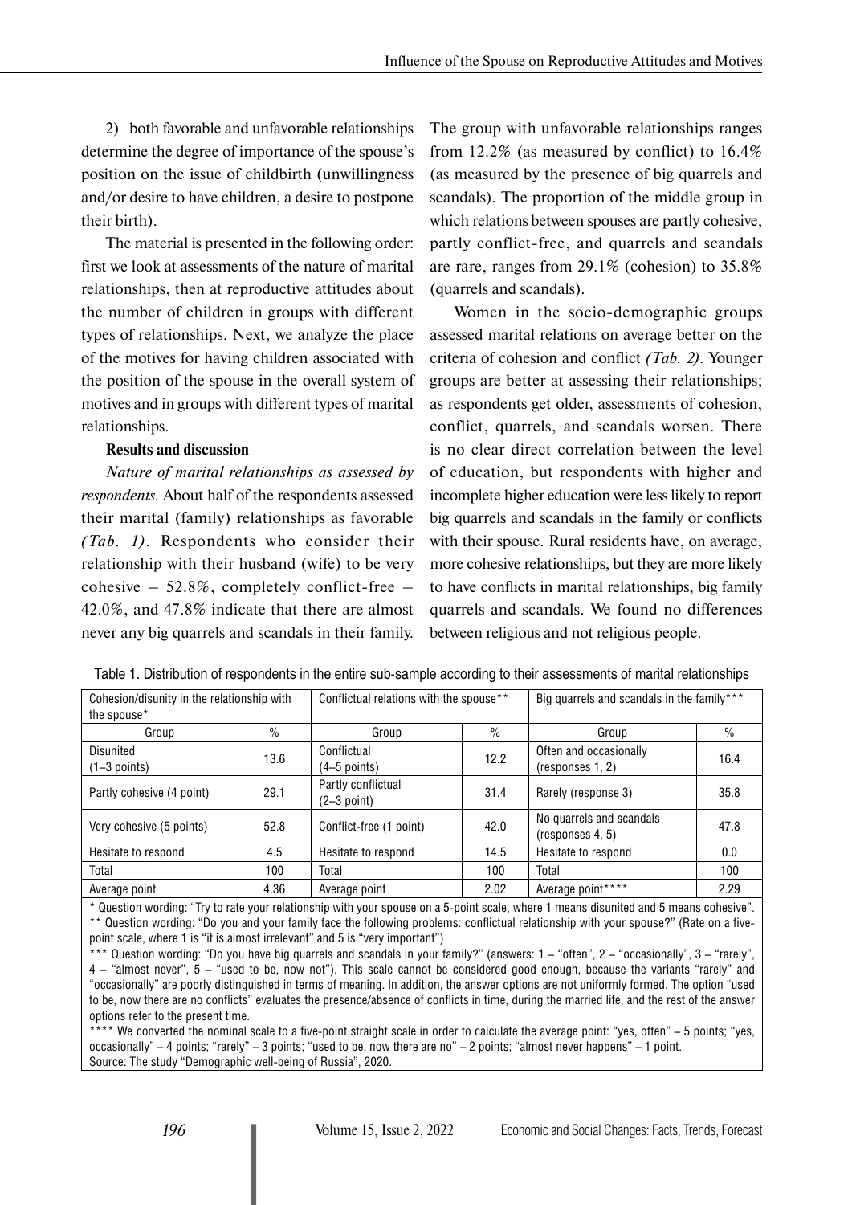2) both favorable and unfavorable relationships determine the degree of importance of the spouse's position on the issue of childbirth (unwillingness and/or desire to have children, a desire to postpone their birth).

The material is presented in the following order: first we look at assessments of the nature of marital relationships, then at reproductive attitudes about the number of children in groups with different types of relationships. Next, we analyze the place of the motives for having children associated with the position of the spouse in the overall system of motives and in groups with different types of marital relationships.

**Results and discussion**

*Nature of marital relationships as assessed by respondents.* About half of the respondents assessed their marital (family) relationships as favorable *(Tab. 1)*. Respondents who consider their relationship with their husband (wife) to be very cohesive – 52.8%, completely conflict-free – 42.0%, and 47.8% indicate that there are almost never any big quarrels and scandals in their family. The group with unfavorable relationships ranges from 12.2% (as measured by conflict) to 16.4% (as measured by the presence of big quarrels and scandals). The proportion of the middle group in which relations between spouses are partly cohesive, partly conflict-free, and quarrels and scandals are rare, ranges from 29.1% (cohesion) to 35.8% (quarrels and scandals).

Women in the socio-demographic groups assessed marital relations on average better on the criteria of cohesion and conflict *(Tab. 2)*. Younger groups are better at assessing their relationships; as respondents get older, assessments of cohesion, conflict, quarrels, and scandals worsen. There is no clear direct correlation between the level of education, but respondents with higher and incomplete higher education were less likely to report big quarrels and scandals in the family or conflicts with their spouse. Rural residents have, on average, more cohesive relationships, but they are more likely to have conflicts in marital relationships, big family quarrels and scandals. We found no differences between religious and not religious people.

Table 1. Distribution of respondents in the entire sub-sample according to their assessments of marital relationships

| Cohesion/disunity in the relationship with the spouse* | | Conflictual relations with the spouse** | | Big quarrels and scandals in the family*** | |
|---|---|---|---|---|---|
| Group | % | Group | % | Group | % |
| Disunited (1–3 points) | 13.6 | Conflictual (4–5 points) | 12.2 | Often and occasionally (responses 1, 2) | 16.4 |
| Partly cohesive (4 point) | 29.1 | Partly conflictual (2–3 point) | 31.4 | Rarely (response 3) | 35.8 |
| Very cohesive (5 points) | 52.8 | Conflict-free (1 point) | 42.0 | No quarrels and scandals (responses 4, 5) | 47.8 |
| Hesitate to respond | 4.5 | Hesitate to respond | 14.5 | Hesitate to respond | 0.0 |
| Total | 100 | Total | 100 | Total | 100 |
| Average point | 4.36 | Average point | 2.02 | Average point**** | 2.29 |

\* Question wording: "Try to rate your relationship with your spouse on a 5-point scale, where 1 means disunited and 5 means cohesive".

\** Question wording: "Do you and your family face the following problems: conflictual relationship with your spouse?" (Rate on a five-point scale, where 1 is "it is almost irrelevant" and 5 is "very important")

\*** Question wording: "Do you have big quarrels and scandals in your family?" (answers: 1 – "often", 2 – "occasionally", 3 – "rarely", 4 – "almost never", 5 – "used to be, now not"). This scale cannot be considered good enough, because the variants "rarely" and "occasionally" are poorly distinguished in terms of meaning. In addition, the answer options are not uniformly formed. The option "used to be, now there are no conflicts" evaluates the presence/absence of conflicts in time, during the married life, and the rest of the answer options refer to the present time.

\**** We converted the nominal scale to a five-point straight scale in order to calculate the average point: "yes, often" – 5 points; "yes, occasionally" – 4 points; "rarely" – 3 points; "used to be, now there are no" – 2 points; "almost never happens" – 1 point.

Source: The study "Demographic well-being of Russia", 2020.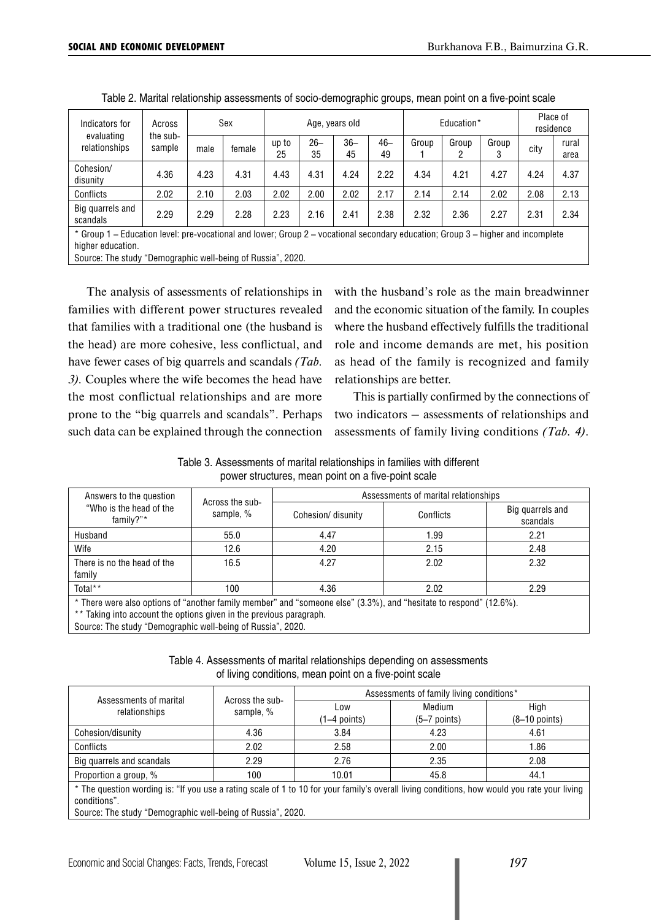Table 2. Marital relationship assessments of socio-demographic groups, mean point on a five-point scale

| Indicators for evaluating relationships | Across the sub-sample | Sex | | Age, years old | | | | Education* | | | Place of residence | |
|---|---|---|---|---|---|---|---|---|---|---|---|---|
| | | male | female | up to 25 | 26–35 | 36–45 | 46–49 | Group 1 | Group 2 | Group 3 | city | rural area |
| Cohesion/ disunity | 4.36 | 4.23 | 4.31 | 4.43 | 4.31 | 4.24 | 2.22 | 4.34 | 4.21 | 4.27 | 4.24 | 4.37 |
| Conflicts | 2.02 | 2.10 | 2.03 | 2.02 | 2.00 | 2.02 | 2.17 | 2.14 | 2.14 | 2.02 | 2.08 | 2.13 |
| Big quarrels and scandals | 2.29 | 2.29 | 2.28 | 2.23 | 2.16 | 2.41 | 2.38 | 2.32 | 2.36 | 2.27 | 2.31 | 2.34 |

* Group 1 – Education level: pre-vocational and lower; Group 2 – vocational secondary education; Group 3 – higher and incomplete higher education.
Source: The study "Demographic well-being of Russia", 2020.

The analysis of assessments of relationships in families with different power structures revealed that families with a traditional one (the husband is the head) are more cohesive, less conflictual, and have fewer cases of big quarrels and scandals *(Tab. 3)*. Couples where the wife becomes the head have the most conflictual relationships and are more prone to the "big quarrels and scandals". Perhaps such data can be explained through the connection with the husband's role as the main breadwinner and the economic situation of the family. In couples where the husband effectively fulfills the traditional role and income demands are met, his position as head of the family is recognized and family relationships are better.

This is partially confirmed by the connections of two indicators – assessments of relationships and assessments of family living conditions *(Tab. 4)*.

Table 3. Assessments of marital relationships in families with different power structures, mean point on a five-point scale

| Answers to the question "Who is the head of the family?"* | Across the sub-sample, % | Assessments of marital relationships | | |
|---|---|---|---|---|
| | | Cohesion/ disunity | Conflicts | Big quarrels and scandals |
| Husband | 55.0 | 4.47 | 1.99 | 2.21 |
| Wife | 12.6 | 4.20 | 2.15 | 2.48 |
| There is no the head of the family | 16.5 | 4.27 | 2.02 | 2.32 |
| Total** | 100 | 4.36 | 2.02 | 2.29 |

* There were also options of "another family member" and "someone else" (3.3%), and "hesitate to respond" (12.6%).
** Taking into account the options given in the previous paragraph.
Source: The study "Demographic well-being of Russia", 2020.

Table 4. Assessments of marital relationships depending on assessments of living conditions, mean point on a five-point scale

| Assessments of marital relationships | Across the sub-sample, % | Assessments of family living conditions* | | |
|---|---|---|---|---|
| | | Low (1–4 points) | Medium (5–7 points) | High (8–10 points) |
| Cohesion/disunity | 4.36 | 3.84 | 4.23 | 4.61 |
| Conflicts | 2.02 | 2.58 | 2.00 | 1.86 |
| Big quarrels and scandals | 2.29 | 2.76 | 2.35 | 2.08 |
| Proportion a group, % | 100 | 10.01 | 45.8 | 44.1 |

* The question wording is: "If you use a rating scale of 1 to 10 for your family's overall living conditions, how would you rate your living conditions".
Source: The study "Demographic well-being of Russia", 2020.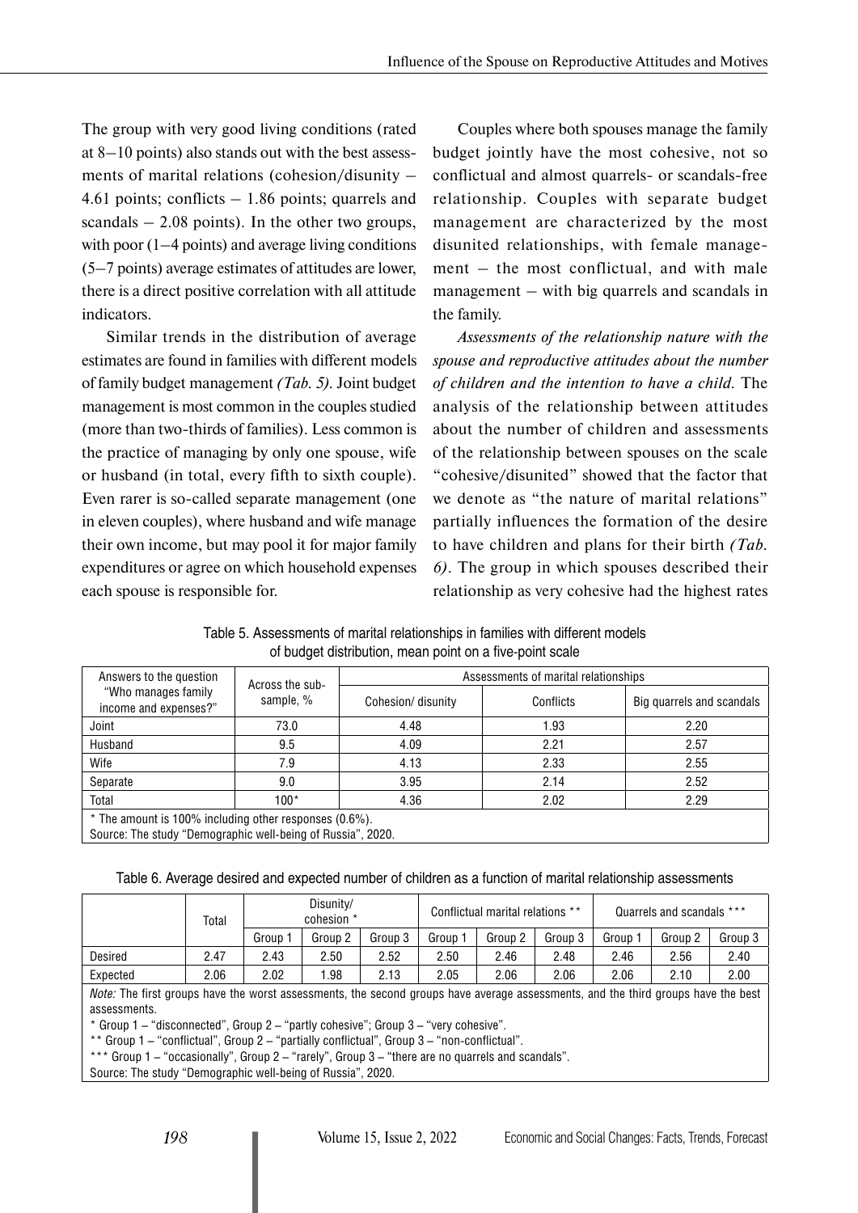The group with very good living conditions (rated at 8–10 points) also stands out with the best assessments of marital relations (cohesion/disunity – 4.61 points; conflicts – 1.86 points; quarrels and scandals – 2.08 points). In the other two groups, with poor (1–4 points) and average living conditions (5–7 points) average estimates of attitudes are lower, there is a direct positive correlation with all attitude indicators.

Similar trends in the distribution of average estimates are found in families with different models of family budget management *(Tab. 5)*. Joint budget management is most common in the couples studied (more than two-thirds of families). Less common is the practice of managing by only one spouse, wife or husband (in total, every fifth to sixth couple). Even rarer is so-called separate management (one in eleven couples), where husband and wife manage their own income, but may pool it for major family expenditures or agree on which household expenses each spouse is responsible for.

Couples where both spouses manage the family budget jointly have the most cohesive, not so conflictual and almost quarrels- or scandals-free relationship. Couples with separate budget management are characterized by the most disunited relationships, with female management – the most conflictual, and with male management – with big quarrels and scandals in the family.

*Assessments of the relationship nature with the spouse and reproductive attitudes about the number of children and the intention to have a child.* The analysis of the relationship between attitudes about the number of children and assessments of the relationship between spouses on the scale "cohesive/disunited" showed that the factor that we denote as "the nature of marital relations" partially influences the formation of the desire to have children and plans for their birth *(Tab. 6)*. The group in which spouses described their relationship as very cohesive had the highest rates

Table 5. Assessments of marital relationships in families with different models of budget distribution, mean point on a five-point scale

| Answers to the question "Who manages family income and expenses?" | Across the sub-sample, % | Assessments of marital relationships | | |
|---|---|---|---|---|
| | | Cohesion/ disunity | Conflicts | Big quarrels and scandals |
| Joint | 73.0 | 4.48 | 1.93 | 2.20 |
| Husband | 9.5 | 4.09 | 2.21 | 2.57 |
| Wife | 7.9 | 4.13 | 2.33 | 2.55 |
| Separate | 9.0 | 3.95 | 2.14 | 2.52 |
| Total | 100* | 4.36 | 2.02 | 2.29 |

\* The amount is 100% including other responses (0.6%).
Source: The study "Demographic well-being of Russia", 2020.

Table 6. Average desired and expected number of children as a function of marital relationship assessments

| | Total | Disunity/ cohesion * | | | Conflictual marital relations ** | | | Quarrels and scandals *** | | |
|---|---|---|---|---|---|---|---|---|---|---|
| | | Group 1 | Group 2 | Group 3 | Group 1 | Group 2 | Group 3 | Group 1 | Group 2 | Group 3 |
| Desired | 2.47 | 2.43 | 2.50 | 2.52 | 2.50 | 2.46 | 2.48 | 2.46 | 2.56 | 2.40 |
| Expected | 2.06 | 2.02 | 1.98 | 2.13 | 2.05 | 2.06 | 2.06 | 2.06 | 2.10 | 2.00 |

*Note:* The first groups have the worst assessments, the second groups have average assessments, and the third groups have the best assessments.
\* Group 1 – "disconnected", Group 2 – "partly cohesive"; Group 3 – "very cohesive".
\*\* Group 1 – "conflictual", Group 2 – "partially conflictual", Group 3 – "non-conflictual".
\*\*\* Group 1 – "occasionally", Group 2 – "rarely", Group 3 – "there are no quarrels and scandals".
Source: The study "Demographic well-being of Russia", 2020.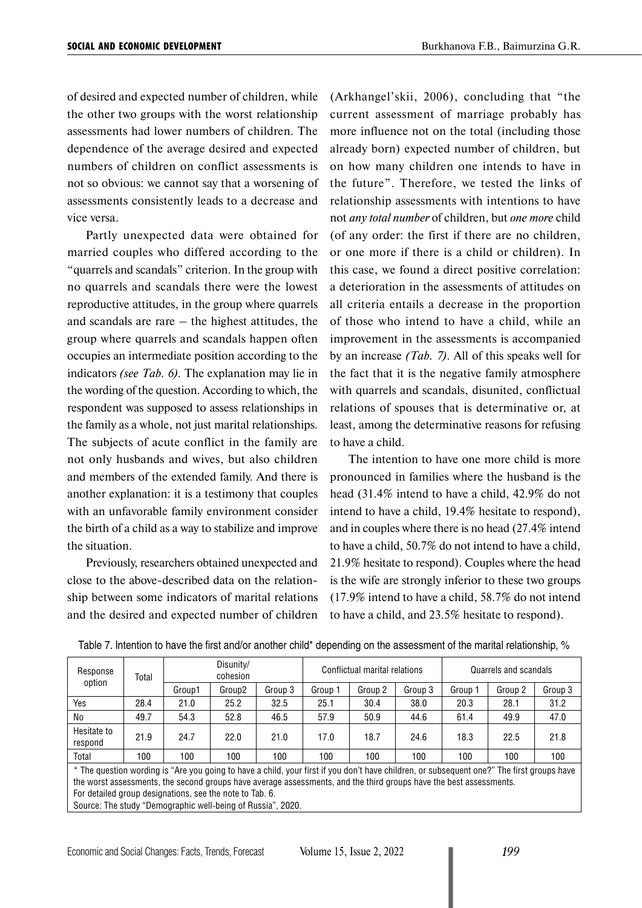of desired and expected number of children, while the other two groups with the worst relationship assessments had lower numbers of children. The dependence of the average desired and expected numbers of children on conflict assessments is not so obvious: we cannot say that a worsening of assessments consistently leads to a decrease and vice versa.

Partly unexpected data were obtained for married couples who differed according to the "quarrels and scandals" criterion. In the group with no quarrels and scandals there were the lowest reproductive attitudes, in the group where quarrels and scandals are rare – the highest attitudes, the group where quarrels and scandals happen often occupies an intermediate position according to the indicators *(see Tab. 6)*. The explanation may lie in the wording of the question. According to which, the respondent was supposed to assess relationships in the family as a whole, not just marital relationships. The subjects of acute conflict in the family are not only husbands and wives, but also children and members of the extended family. And there is another explanation: it is a testimony that couples with an unfavorable family environment consider the birth of a child as a way to stabilize and improve the situation.

Previously, researchers obtained unexpected and close to the above-described data on the relationship between some indicators of marital relations and the desired and expected number of children (Arkhangel'skii, 2006), concluding that "the current assessment of marriage probably has more influence not on the total (including those already born) expected number of children, but on how many children one intends to have in the future". Therefore, we tested the links of relationship assessments with intentions to have not *any total number* of children, but *one more* child (of any order: the first if there are no children, or one more if there is a child or children). In this case, we found a direct positive correlation: a deterioration in the assessments of attitudes on all criteria entails a decrease in the proportion of those who intend to have a child, while an improvement in the assessments is accompanied by an increase *(Tab. 7)*. All of this speaks well for the fact that it is the negative family atmosphere with quarrels and scandals, disunited, conflictual relations of spouses that is determinative or, at least, among the determinative reasons for refusing to have a child.

The intention to have one more child is more pronounced in families where the husband is the head (31.4% intend to have a child, 42.9% do not intend to have a child, 19.4% hesitate to respond), and in couples where there is no head (27.4% intend to have a child, 50.7% do not intend to have a child, 21.9% hesitate to respond). Couples where the head is the wife are strongly inferior to these two groups (17.9% intend to have a child, 58.7% do not intend to have a child, and 23.5% hesitate to respond).

Table 7. Intention to have the first and/or another child* depending on the assessment of the marital relationship, %

| Response option | Total | Disunity/ cohesion | | | Conflictual marital relations | | | Quarrels and scandals | | |
|---|---|---|---|---|---|---|---|---|---|---|
| | | Group1 | Group2 | Group 3 | Group 1 | Group 2 | Group 3 | Group 1 | Group 2 | Group 3 |
| Yes | 28.4 | 21.0 | 25.2 | 32.5 | 25.1 | 30.4 | 38.0 | 20.3 | 28.1 | 31.2 |
| No | 49.7 | 54.3 | 52.8 | 46.5 | 57.9 | 50.9 | 44.6 | 61.4 | 49.9 | 47.0 |
| Hesitate to respond | 21.9 | 24.7 | 22.0 | 21.0 | 17.0 | 18.7 | 24.6 | 18.3 | 22.5 | 21.8 |
| Total | 100 | 100 | 100 | 100 | 100 | 100 | 100 | 100 | 100 | 100 |

\* The question wording is "Are you going to have a child, your first if you don't have children, or subsequent one?" The first groups have the worst assessments, the second groups have average assessments, and the third groups have the best assessments.
For detailed group designations, see the note to Tab. 6.
Source: The study "Demographic well-being of Russia", 2020.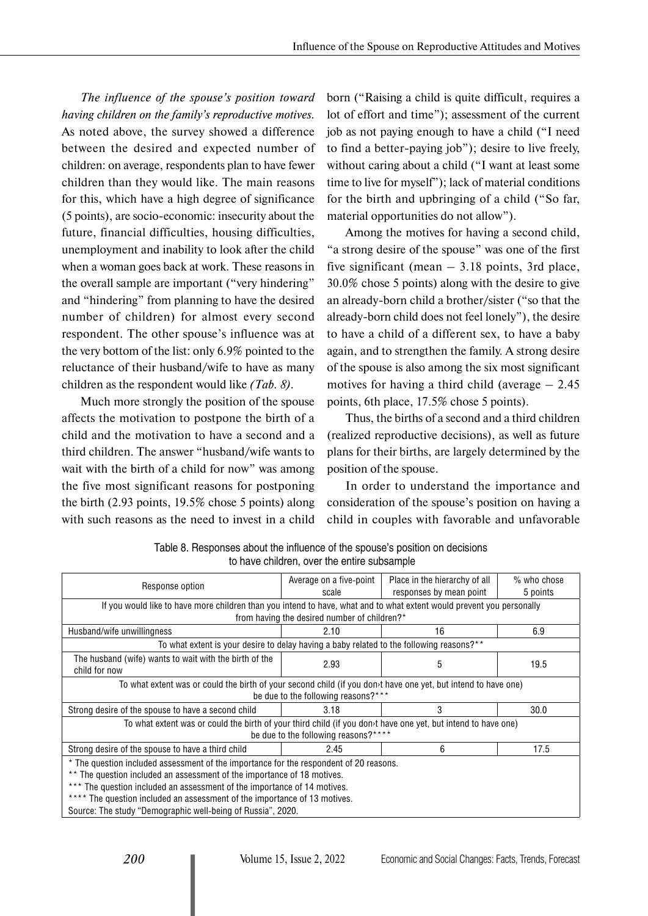*The influence of the spouse's position toward having children on the family's reproductive motives.* As noted above, the survey showed a difference between the desired and expected number of children: on average, respondents plan to have fewer children than they would like. The main reasons for this, which have a high degree of significance (5 points), are socio-economic: insecurity about the future, financial difficulties, housing difficulties, unemployment and inability to look after the child when a woman goes back at work. These reasons in the overall sample are important ("very hindering" and "hindering" from planning to have the desired number of children) for almost every second respondent. The other spouse's influence was at the very bottom of the list: only 6.9% pointed to the reluctance of their husband/wife to have as many children as the respondent would like *(Tab. 8)*.

Much more strongly the position of the spouse affects the motivation to postpone the birth of a child and the motivation to have a second and a third children. The answer "husband/wife wants to wait with the birth of a child for now" was among the five most significant reasons for postponing the birth (2.93 points, 19.5% chose 5 points) along with such reasons as the need to invest in a child born ("Raising a child is quite difficult, requires a lot of effort and time"); assessment of the current job as not paying enough to have a child ("I need to find a better-paying job"); desire to live freely, without caring about a child ("I want at least some time to live for myself"); lack of material conditions for the birth and upbringing of a child ("So far, material opportunities do not allow").

Among the motives for having a second child, "a strong desire of the spouse" was one of the first five significant (mean – 3.18 points, 3rd place, 30.0% chose 5 points) along with the desire to give an already-born child a brother/sister ("so that the already-born child does not feel lonely"), the desire to have a child of a different sex, to have a baby again, and to strengthen the family. A strong desire of the spouse is also among the six most significant motives for having a third child (average – 2.45 points, 6th place, 17.5% chose 5 points).

Thus, the births of a second and a third children (realized reproductive decisions), as well as future plans for their births, are largely determined by the position of the spouse.

In order to understand the importance and consideration of the spouse's position on having a child in couples with favorable and unfavorable

Table 8. Responses about the influence of the spouse's position on decisions to have children, over the entire subsample

| Response option | Average on a five-point scale | Place in the hierarchy of all responses by mean point | % who chose 5 points |
|---|---|---|---|
| If you would like to have more children than you intend to have, what and to what extent would prevent you personally from having the desired number of children?* | | | |
| Husband/wife unwillingness | 2.10 | 16 | 6.9 |
| To what extent is your desire to delay having a baby related to the following reasons?** | | | |
| The husband (wife) wants to wait with the birth of the child for now | 2.93 | 5 | 19.5 |
| To what extent was or could the birth of your second child (if you don›t have one yet, but intend to have one) be due to the following reasons?*** | | | |
| Strong desire of the spouse to have a second child | 3.18 | 3 | 30.0 |
| To what extent was or could the birth of your third child (if you don›t have one yet, but intend to have one) be due to the following reasons?**** | | | |
| Strong desire of the spouse to have a third child | 2.45 | 6 | 17.5 |

\* The question included assessment of the importance for the respondent of 20 reasons.
\*\* The question included an assessment of the importance of 18 motives.
\*\*\* The question included an assessment of the importance of 14 motives.
\*\*\*\* The question included an assessment of the importance of 13 motives.
Source: The study "Demographic well-being of Russia", 2020.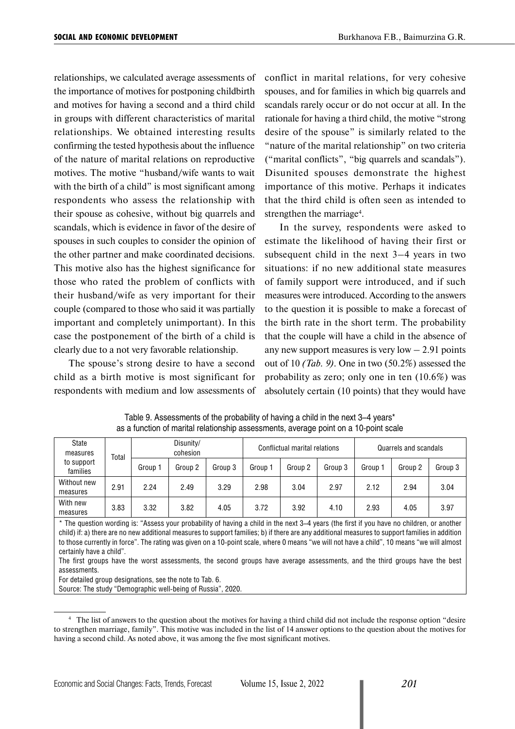relationships, we calculated average assessments of the importance of motives for postponing childbirth and motives for having a second and a third child in groups with different characteristics of marital relationships. We obtained interesting results confirming the tested hypothesis about the influence of the nature of marital relations on reproductive motives. The motive "husband/wife wants to wait with the birth of a child" is most significant among respondents who assess the relationship with their spouse as cohesive, without big quarrels and scandals, which is evidence in favor of the desire of spouses in such couples to consider the opinion of the other partner and make coordinated decisions. This motive also has the highest significance for those who rated the problem of conflicts with their husband/wife as very important for their couple (compared to those who said it was partially important and completely unimportant). In this case the postponement of the birth of a child is clearly due to a not very favorable relationship.

The spouse's strong desire to have a second child as a birth motive is most significant for respondents with medium and low assessments of conflict in marital relations, for very cohesive spouses, and for families in which big quarrels and scandals rarely occur or do not occur at all. In the rationale for having a third child, the motive "strong desire of the spouse" is similarly related to the "nature of the marital relationship" on two criteria ("marital conflicts", "big quarrels and scandals"). Disunited spouses demonstrate the highest importance of this motive. Perhaps it indicates that the third child is often seen as intended to strengthen the marriage[4].

In the survey, respondents were asked to estimate the likelihood of having their first or subsequent child in the next 3–4 years in two situations: if no new additional state measures of family support were introduced, and if such measures were introduced. According to the answers to the question it is possible to make a forecast of the birth rate in the short term. The probability that the couple will have a child in the absence of any new support measures is very low – 2.91 points out of 10 *(Tab. 9)*. One in two (50.2%) assessed the probability as zero; only one in ten (10.6%) was absolutely certain (10 points) that they would have

Table 9. Assessments of the probability of having a child in the next 3–4 years*
as a function of marital relationship assessments, average point on a 10-point scale

| State measures to support families | Total | Disunity/ cohesion | | | Conflictual marital relations | | | Quarrels and scandals | | |
|---|---|---|---|---|---|---|---|---|---|---|
| | | Group 1 | Group 2 | Group 3 | Group 1 | Group 2 | Group 3 | Group 1 | Group 2 | Group 3 |
| Without new measures | 2.91 | 2.24 | 2.49 | 3.29 | 2.98 | 3.04 | 2.97 | 2.12 | 2.94 | 3.04 |
| With new measures | 3.83 | 3.32 | 3.82 | 4.05 | 3.72 | 3.92 | 4.10 | 2.93 | 4.05 | 3.97 |

\* The question wording is: "Assess your probability of having a child in the next 3–4 years (the first if you have no children, or another child) if: a) there are no new additional measures to support families; b) if there are any additional measures to support families in addition to those currently in force". The rating was given on a 10-point scale, where 0 means "we will not have a child", 10 means "we will almost certainly have a child".

The first groups have the worst assessments, the second groups have average assessments, and the third groups have the best assessments.

For detailed group designations, see the note to Tab. 6.

Source: The study "Demographic well-being of Russia", 2020.

[4] The list of answers to the question about the motives for having a third child did not include the response option "desire to strengthen marriage, family". This motive was included in the list of 14 answer options to the question about the motives for having a second child. As noted above, it was among the five most significant motives.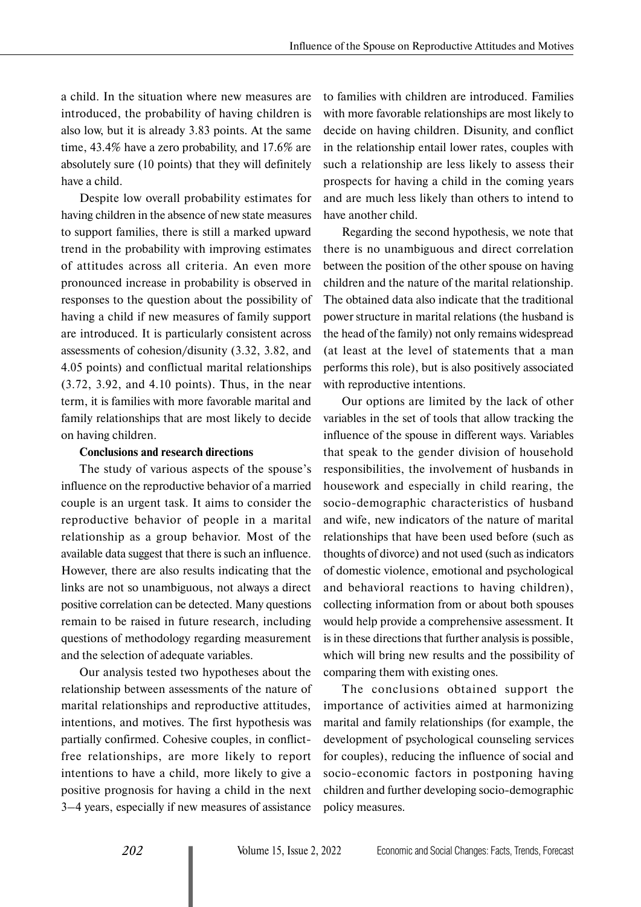a child. In the situation where new measures are introduced, the probability of having children is also low, but it is already 3.83 points. At the same time, 43.4% have a zero probability, and 17.6% are absolutely sure (10 points) that they will definitely have a child.

Despite low overall probability estimates for having children in the absence of new state measures to support families, there is still a marked upward trend in the probability with improving estimates of attitudes across all criteria. An even more pronounced increase in probability is observed in responses to the question about the possibility of having a child if new measures of family support are introduced. It is particularly consistent across assessments of cohesion/disunity (3.32, 3.82, and 4.05 points) and conflictual marital relationships (3.72, 3.92, and 4.10 points). Thus, in the near term, it is families with more favorable marital and family relationships that are most likely to decide on having children.

**Conclusions and research directions**

The study of various aspects of the spouse's influence on the reproductive behavior of a married couple is an urgent task. It aims to consider the reproductive behavior of people in a marital relationship as a group behavior. Most of the available data suggest that there is such an influence. However, there are also results indicating that the links are not so unambiguous, not always a direct positive correlation can be detected. Many questions remain to be raised in future research, including questions of methodology regarding measurement and the selection of adequate variables.

Our analysis tested two hypotheses about the relationship between assessments of the nature of marital relationships and reproductive attitudes, intentions, and motives. The first hypothesis was partially confirmed. Cohesive couples, in conflict-free relationships, are more likely to report intentions to have a child, more likely to give a positive prognosis for having a child in the next 3–4 years, especially if new measures of assistance to families with children are introduced. Families with more favorable relationships are most likely to decide on having children. Disunity, and conflict in the relationship entail lower rates, couples with such a relationship are less likely to assess their prospects for having a child in the coming years and are much less likely than others to intend to have another child.

Regarding the second hypothesis, we note that there is no unambiguous and direct correlation between the position of the other spouse on having children and the nature of the marital relationship. The obtained data also indicate that the traditional power structure in marital relations (the husband is the head of the family) not only remains widespread (at least at the level of statements that a man performs this role), but is also positively associated with reproductive intentions.

Our options are limited by the lack of other variables in the set of tools that allow tracking the influence of the spouse in different ways. Variables that speak to the gender division of household responsibilities, the involvement of husbands in housework and especially in child rearing, the socio-demographic characteristics of husband and wife, new indicators of the nature of marital relationships that have been used before (such as thoughts of divorce) and not used (such as indicators of domestic violence, emotional and psychological and behavioral reactions to having children), collecting information from or about both spouses would help provide a comprehensive assessment. It is in these directions that further analysis is possible, which will bring new results and the possibility of comparing them with existing ones.

The conclusions obtained support the importance of activities aimed at harmonizing marital and family relationships (for example, the development of psychological counseling services for couples), reducing the influence of social and socio-economic factors in postponing having children and further developing socio-demographic policy measures.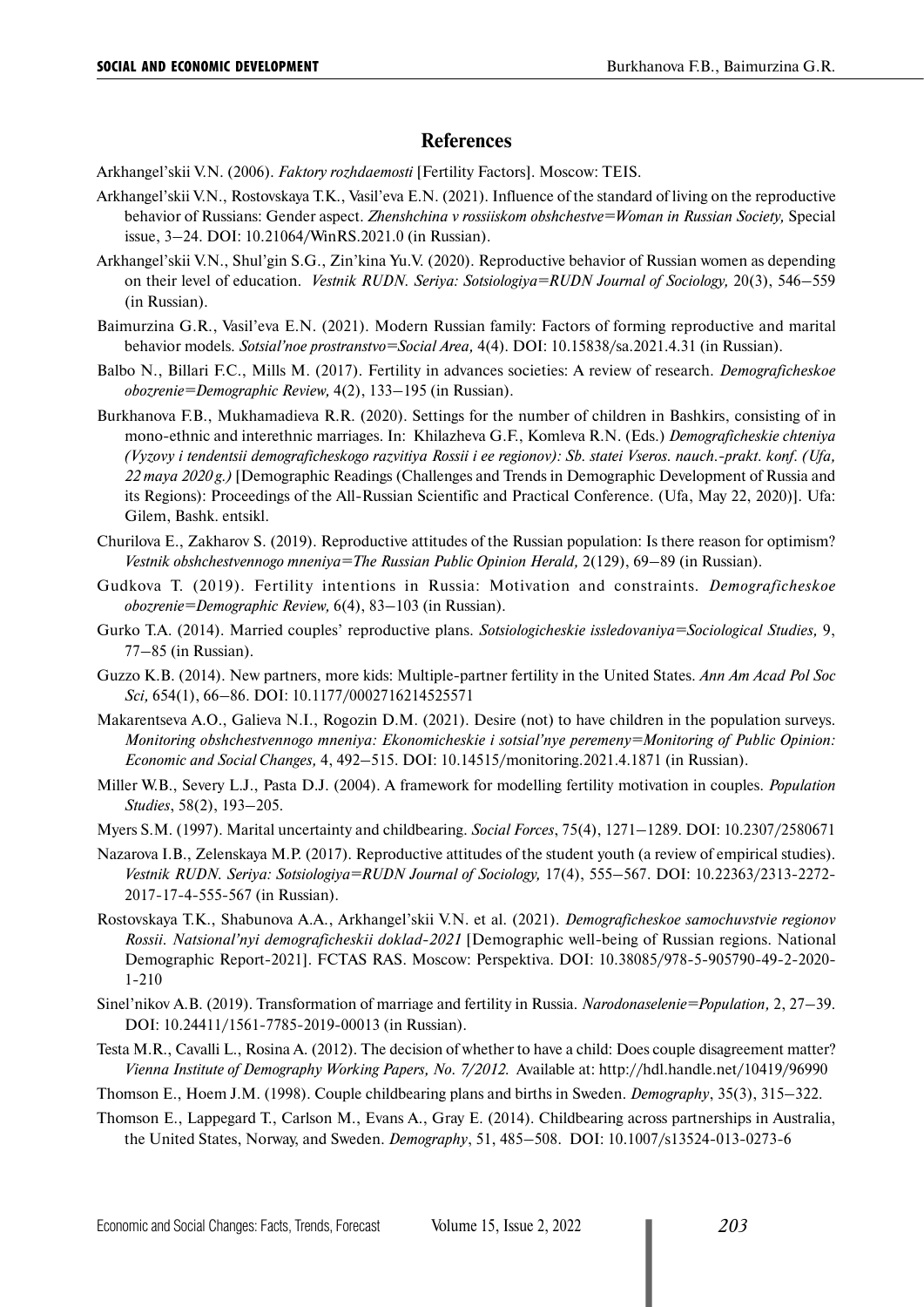## References

Arkhangel'skii V.N. (2006). *Faktory rozhdaemosti* [Fertility Factors]. Moscow: TEIS.

Arkhangel'skii V.N., Rostovskaya T.K., Vasil'eva E.N. (2021). Influence of the standard of living on the reproductive behavior of Russians: Gender aspect. *Zhenshchina v rossiiskom obshchestve=Woman in Russian Society,* Special issue, 3–24. DOI: 10.21064/WinRS.2021.0 (in Russian).

Arkhangel'skii V.N., Shul'gin S.G., Zin'kina Yu.V. (2020). Reproductive behavior of Russian women as depending on their level of education. *Vestnik RUDN. Seriya: Sotsiologiya=RUDN Journal of Sociology,* 20(3), 546–559 (in Russian).

Baimurzina G.R., Vasil'eva E.N. (2021). Modern Russian family: Factors of forming reproductive and marital behavior models. *Sotsial'noe prostranstvo=Social Area,* 4(4). DOI: 10.15838/sa.2021.4.31 (in Russian).

Balbo N., Billari F.C., Mills M. (2017). Fertility in advances societies: A review of research. *Demograficheskoe obozrenie=Demographic Review,* 4(2), 133–195 (in Russian).

Burkhanova F.B., Mukhamadieva R.R. (2020). Settings for the number of children in Bashkirs, consisting of in mono-ethnic and interethnic marriages. In: Khilazheva G.F., Komleva R.N. (Eds.) *Demograficheskie chteniya (Vyzovy i tendentsii demograficheskogo razvitiya Rossii i ee regionov): Sb. statei Vseros. nauch.-prakt. konf. (Ufa, 22 maya 2020 g.)* [Demographic Readings (Challenges and Trends in Demographic Development of Russia and its Regions): Proceedings of the All-Russian Scientific and Practical Conference. (Ufa, May 22, 2020)]. Ufa: Gilem, Bashk. entsikl.

Churilova E., Zakharov S. (2019). Reproductive attitudes of the Russian population: Is there reason for optimism? *Vestnik obshchestvennogo mneniya=The Russian Public Opinion Herald,* 2(129), 69–89 (in Russian).

Gudkova T. (2019). Fertility intentions in Russia: Motivation and constraints. *Demograficheskoe obozrenie=Demographic Review,* 6(4), 83–103 (in Russian).

Gurko T.A. (2014). Married couples' reproductive plans. *Sotsiologicheskie issledovaniya=Sociological Studies,* 9, 77–85 (in Russian).

Guzzo K.B. (2014). New partners, more kids: Multiple-partner fertility in the United States. *Ann Am Acad Pol Soc Sci,* 654(1), 66–86. DOI: 10.1177/0002716214525571

Makarentseva A.O., Galieva N.I., Rogozin D.M. (2021). Desire (not) to have children in the population surveys. *Monitoring obshchestvennogo mneniya: Ekonomicheskie i sotsial'nye peremeny=Monitoring of Public Opinion: Economic and Social Changes,* 4, 492–515. DOI: 10.14515/monitoring.2021.4.1871 (in Russian).

Miller W.B., Severy L.J., Pasta D.J. (2004). A framework for modelling fertility motivation in couples. *Population Studies*, 58(2), 193–205.

Myers S.M. (1997). Marital uncertainty and childbearing. *Social Forces*, 75(4), 1271–1289. DOI: 10.2307/2580671

Nazarova I.B., Zelenskaya M.P. (2017). Reproductive attitudes of the student youth (a review of empirical studies). *Vestnik RUDN. Seriya: Sotsiologiya=RUDN Journal of Sociology,* 17(4), 555–567. DOI: 10.22363/2313-2272-2017-17-4-555-567 (in Russian).

Rostovskaya T.K., Shabunova A.A., Arkhangel'skii V.N. et al. (2021). *Demograficheskoe samochuvstvie regionov Rossii. Natsional'nyi demograficheskii doklad-2021* [Demographic well-being of Russian regions. National Demographic Report-2021]. FCTAS RAS. Moscow: Perspektiva. DOI: 10.38085/978-5-905790-49-2-2020-1-210

Sinel'nikov A.B. (2019). Transformation of marriage and fertility in Russia. *Narodonaselenie=Population,* 2, 27–39. DOI: 10.24411/1561-7785-2019-00013 (in Russian).

Testa M.R., Cavalli L., Rosina A. (2012). The decision of whether to have a child: Does couple disagreement matter? *Vienna Institute of Demography Working Papers, No. 7/2012.* Available at: http://hdl.handle.net/10419/96990

Thomson E., Hoem J.M. (1998). Couple childbearing plans and births in Sweden. *Demography*, 35(3), 315–322.

Thomson E., Lappegard T., Carlson M., Evans A., Gray E. (2014). Childbearing across partnerships in Australia, the United States, Norway, and Sweden. *Demography*, 51, 485–508. DOI: 10.1007/s13524-013-0273-6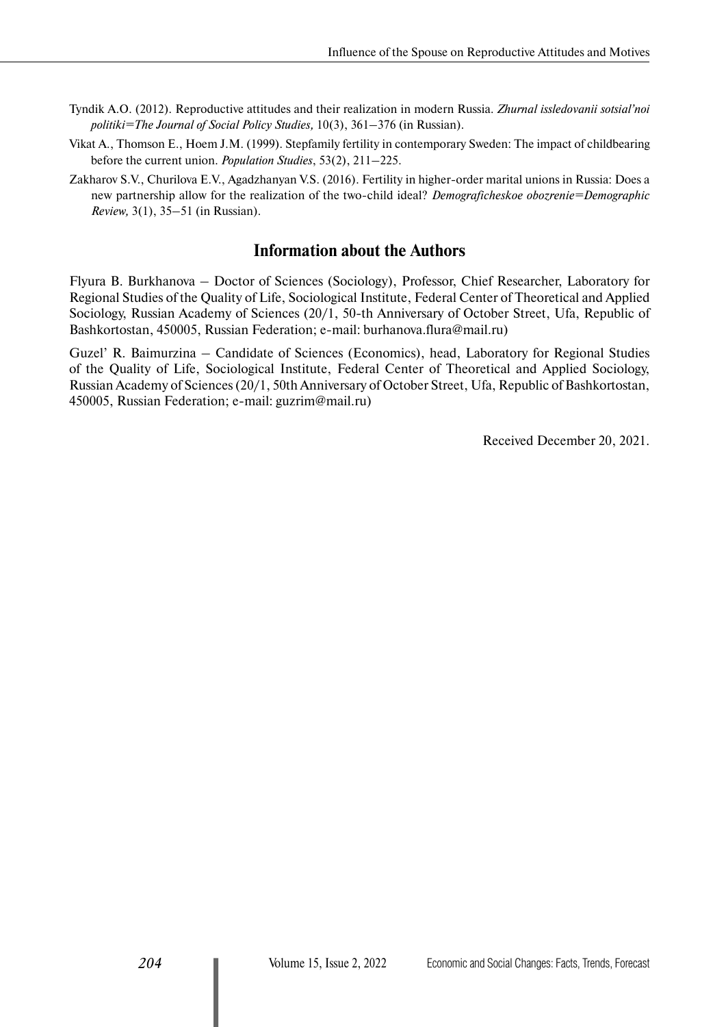Tyndik A.O. (2012). Reproductive attitudes and their realization in modern Russia. *Zhurnal issledovanii sotsial'noi politiki=The Journal of Social Policy Studies,* 10(3), 361–376 (in Russian).

Vikat A., Thomson E., Hoem J.M. (1999). Stepfamily fertility in contemporary Sweden: The impact of childbearing before the current union. *Population Studies*, 53(2), 211–225.

Zakharov S.V., Churilova E.V., Agadzhanyan V.S. (2016). Fertility in higher-order marital unions in Russia: Does a new partnership allow for the realization of the two-child ideal? *Demograficheskoe obozrenie=Demographic Review,* 3(1), 35–51 (in Russian).

## Information about the Authors

Flyura B. Burkhanova – Doctor of Sciences (Sociology), Professor, Chief Researcher, Laboratory for Regional Studies of the Quality of Life, Sociological Institute, Federal Center of Theoretical and Applied Sociology, Russian Academy of Sciences (20/1, 50-th Anniversary of October Street, Ufa, Republic of Bashkortostan, 450005, Russian Federation; e-mail: burhanova.flura@mail.ru)

Guzel' R. Baimurzina – Candidate of Sciences (Economics), head, Laboratory for Regional Studies of the Quality of Life, Sociological Institute, Federal Center of Theoretical and Applied Sociology, Russian Academy of Sciences (20/1, 50th Anniversary of October Street, Ufa, Republic of Bashkortostan, 450005, Russian Federation; e-mail: guzrim@mail.ru)

Received December 20, 2021.